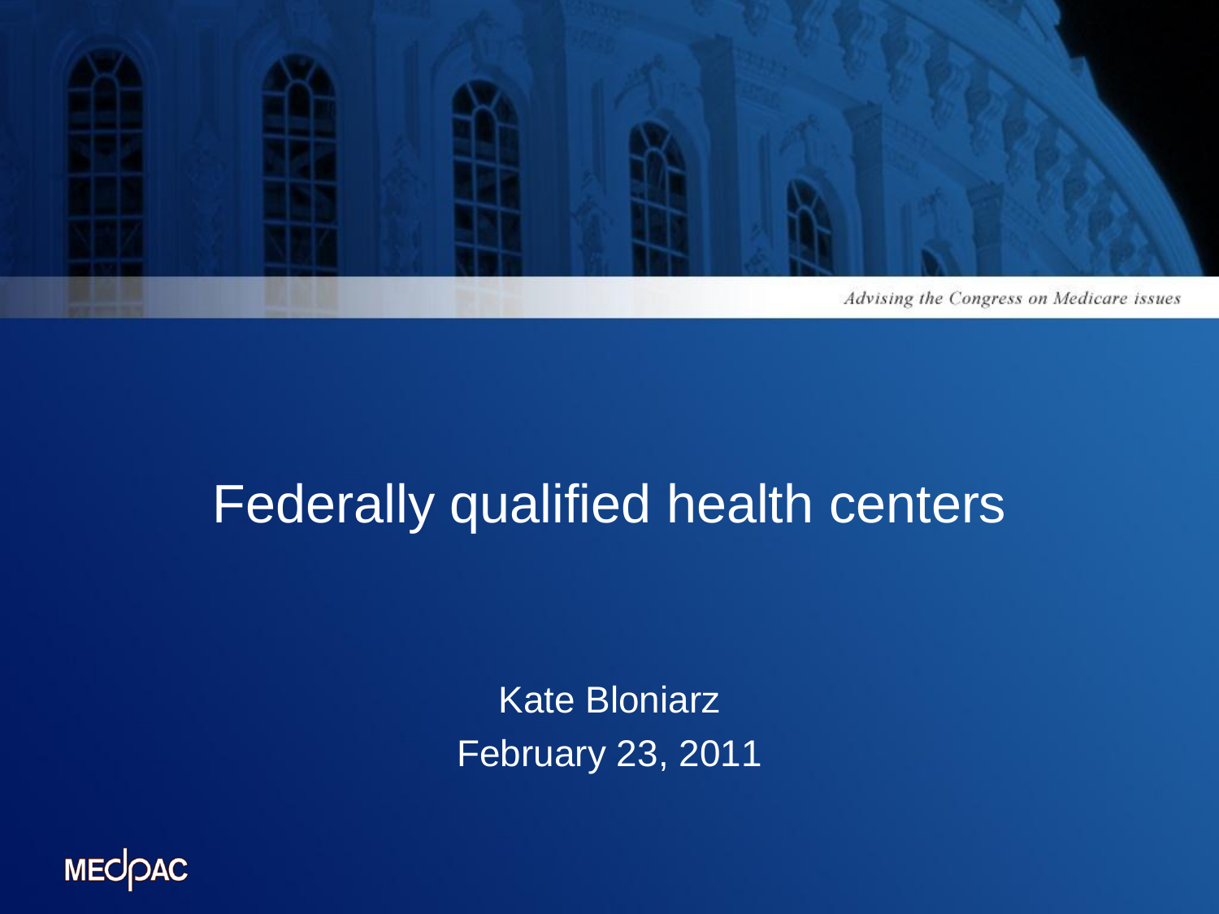*Advising the Congress on Medicare issues*

# Federally qualified health centers

Kate Bloniarz
February 23, 2011

MEDPAC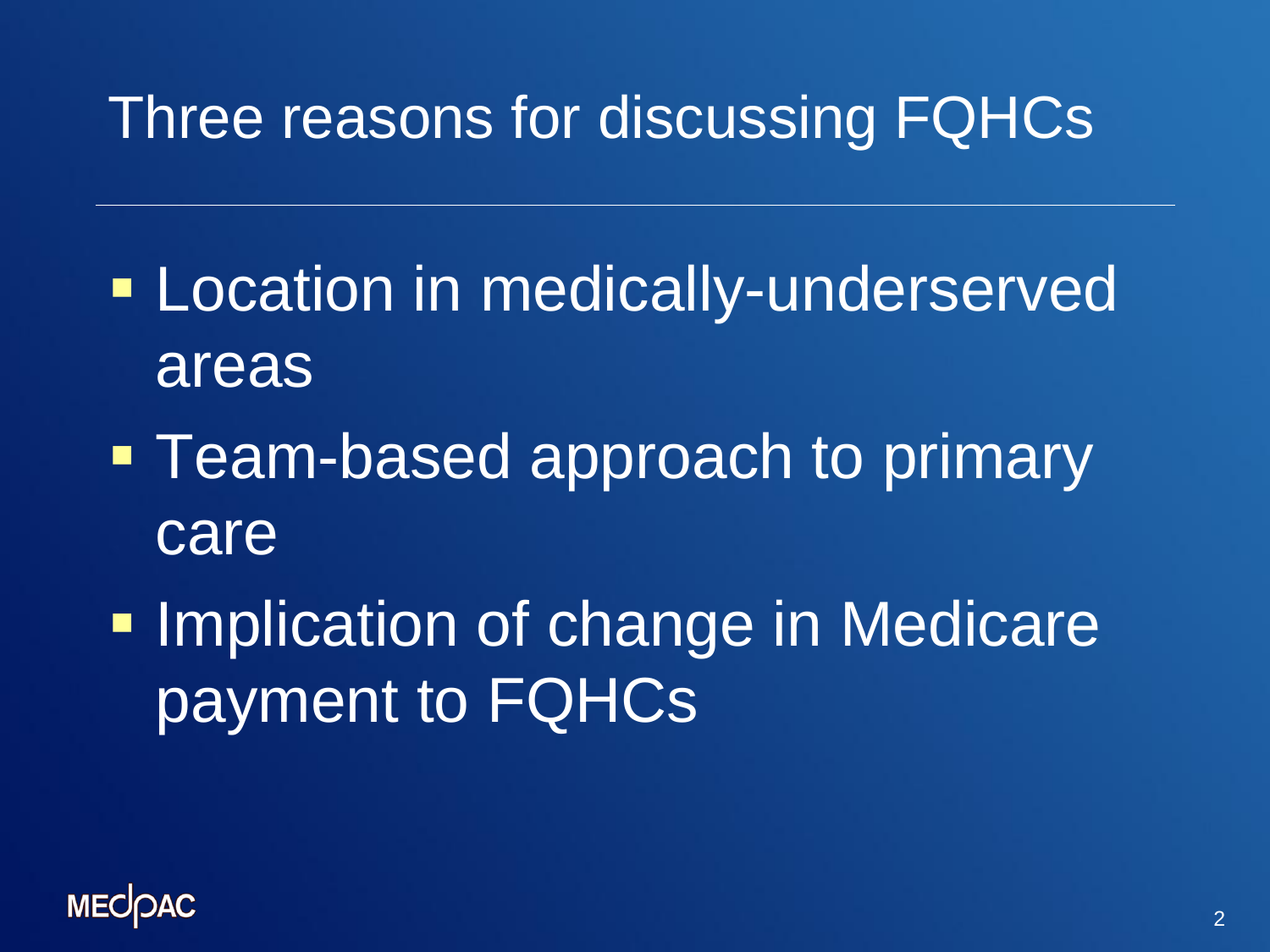# Three reasons for discussing FQHCs

- Location in medically-underserved areas
- Team-based approach to primary care
- Implication of change in Medicare payment to FQHCs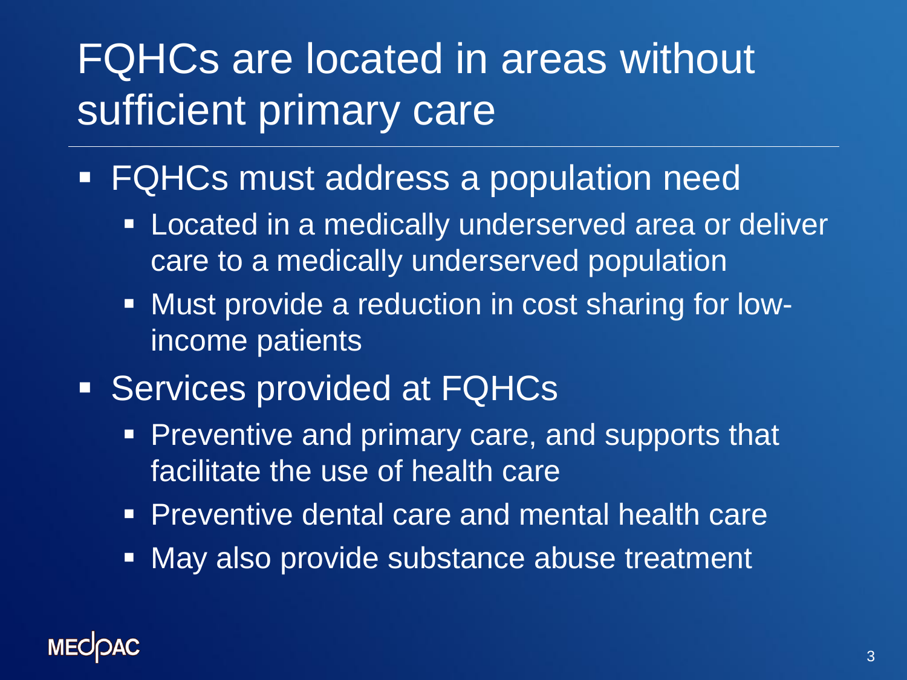# FQHCs are located in areas without sufficient primary care

- FQHCs must address a population need
  - Located in a medically underserved area or deliver care to a medically underserved population
  - Must provide a reduction in cost sharing for low-income patients
- Services provided at FQHCs
  - Preventive and primary care, and supports that facilitate the use of health care
  - Preventive dental care and mental health care
  - May also provide substance abuse treatment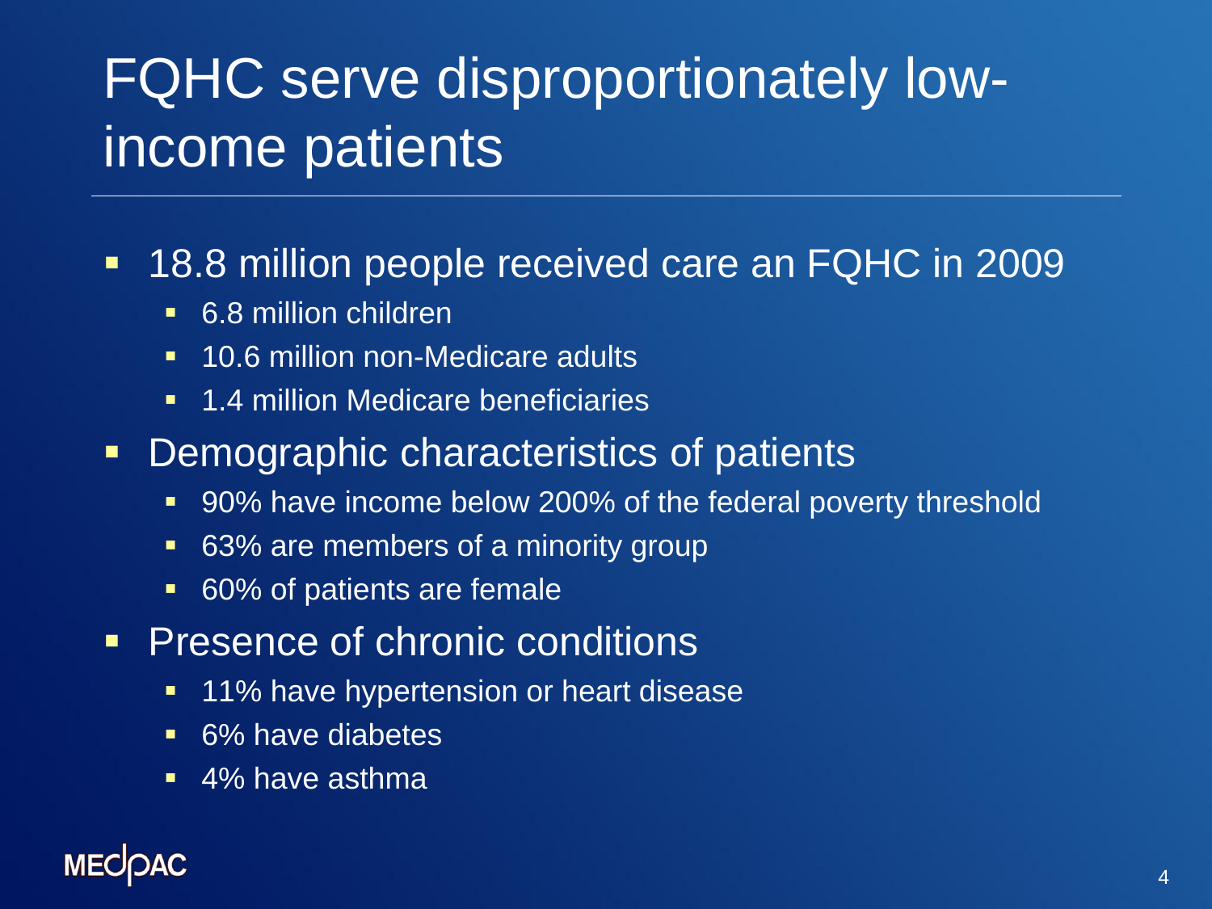# FQHC serve disproportionately low-income patients

- 18.8 million people received care an FQHC in 2009
  - 6.8 million children
  - 10.6 million non-Medicare adults
  - 1.4 million Medicare beneficiaries
- Demographic characteristics of patients
  - 90% have income below 200% of the federal poverty threshold
  - 63% are members of a minority group
  - 60% of patients are female
- Presence of chronic conditions
  - 11% have hypertension or heart disease
  - 6% have diabetes
  - 4% have asthma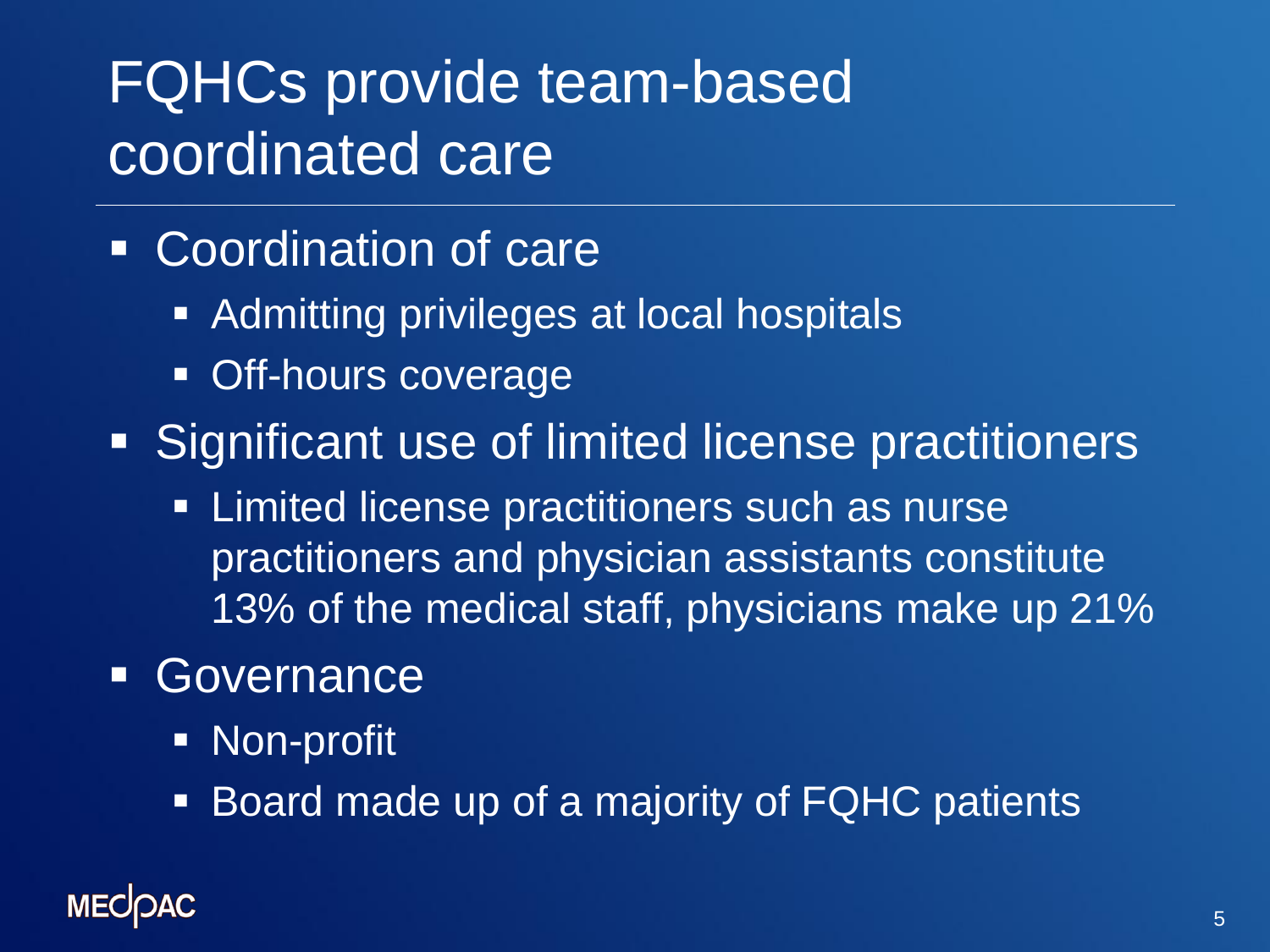# FQHCs provide team-based coordinated care

- Coordination of care
  - Admitting privileges at local hospitals
  - Off-hours coverage
- Significant use of limited license practitioners
  - Limited license practitioners such as nurse practitioners and physician assistants constitute 13% of the medical staff, physicians make up 21%
- Governance
  - Non-profit
  - Board made up of a majority of FQHC patients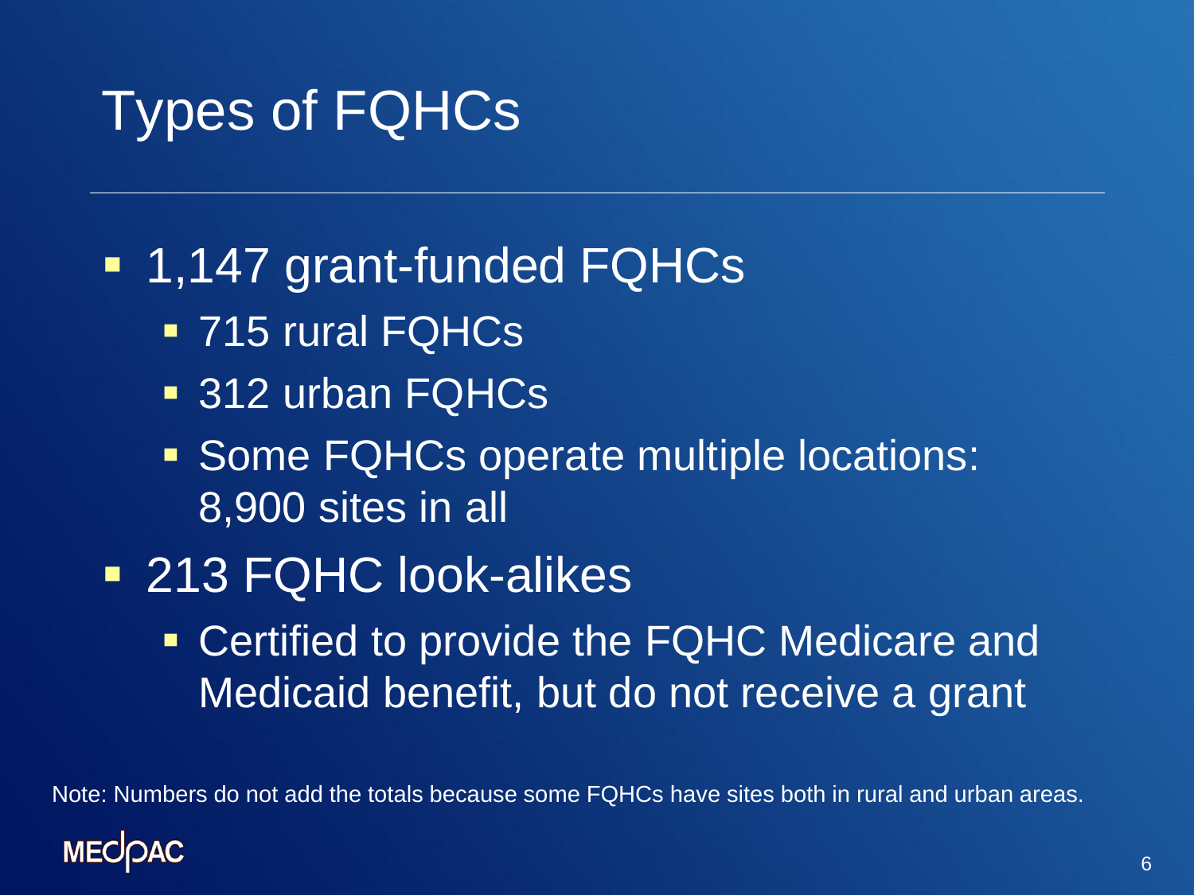# Types of FQHCs

- 1,147 grant-funded FQHCs
  - 715 rural FQHCs
  - 312 urban FQHCs
  - Some FQHCs operate multiple locations: 8,900 sites in all
- 213 FQHC look-alikes
  - Certified to provide the FQHC Medicare and Medicaid benefit, but do not receive a grant

Note: Numbers do not add the totals because some FQHCs have sites both in rural and urban areas.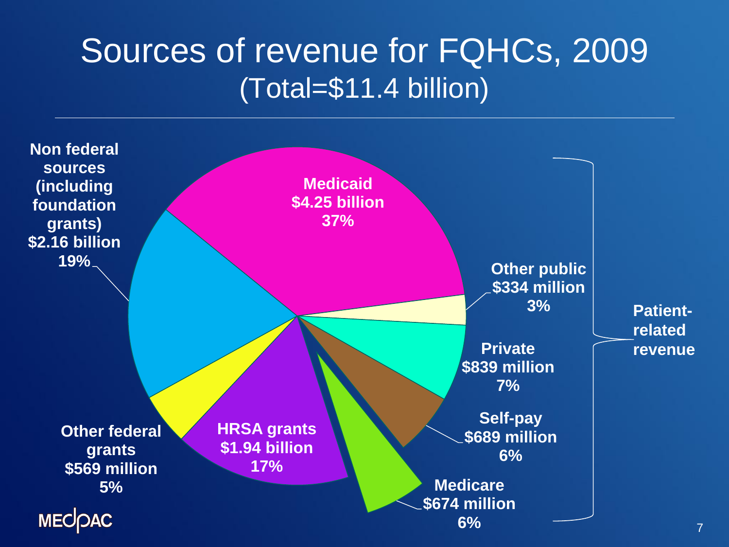# Sources of revenue for FQHCs, 2009
(Total=$11.4 billion)

| Source | Amount | Share |
| --- | --- | --- |
| Medicaid | $4.25 billion | 37% |
| Other public | $334 million | 3% |
| Private | $839 million | 7% |
| Self-pay | $689 million | 6% |
| Medicare | $674 million | 6% |
| HRSA grants | $1.94 billion | 17% |
| Other federal grants | $569 million | 5% |
| Non federal sources (including foundation grants) | $2.16 billion | 19% |

Patient-related revenue: Medicaid, Other public, Private, Self-pay, Medicare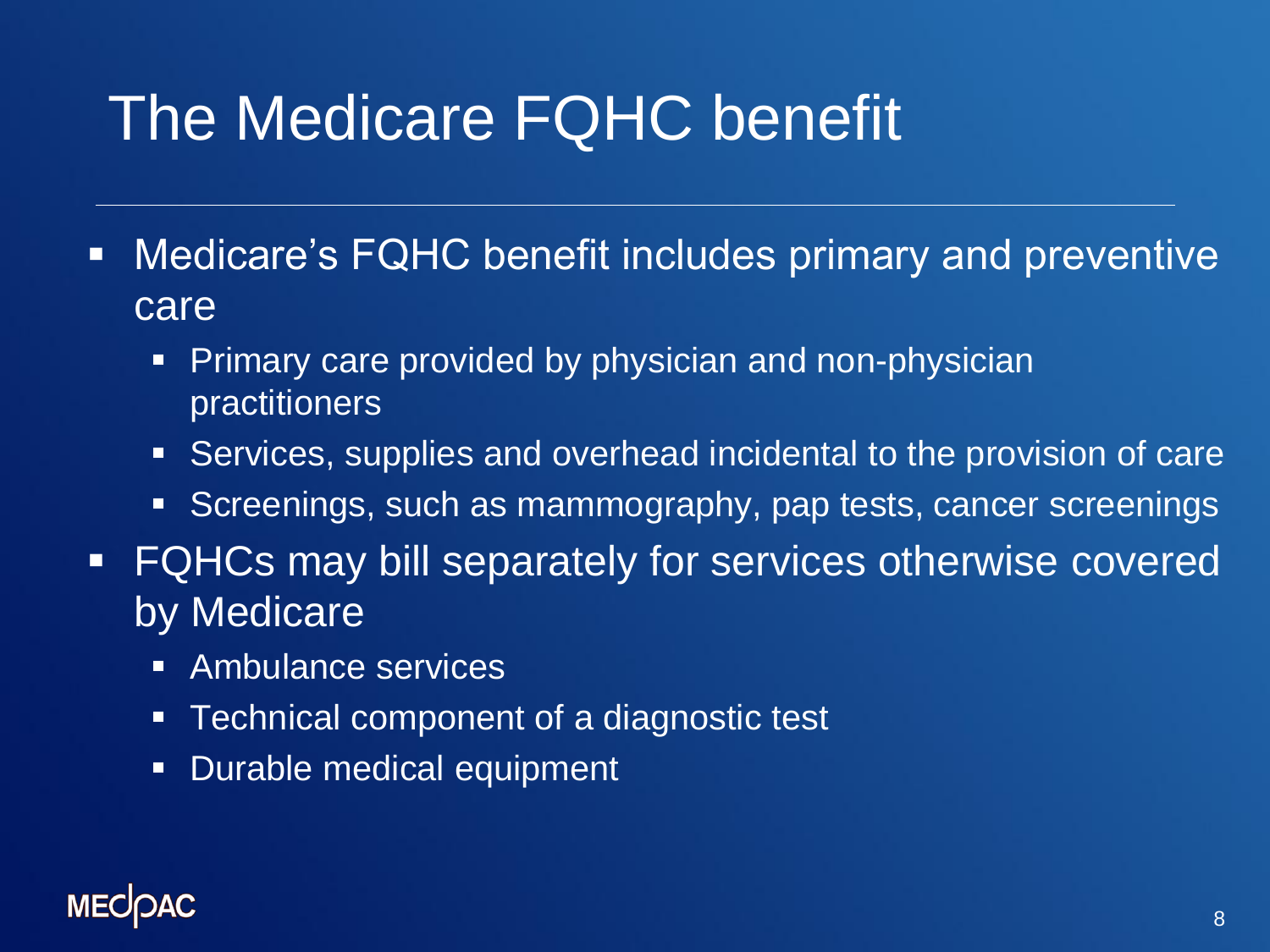# The Medicare FQHC benefit

- Medicare's FQHC benefit includes primary and preventive care
  - Primary care provided by physician and non-physician practitioners
  - Services, supplies and overhead incidental to the provision of care
  - Screenings, such as mammography, pap tests, cancer screenings
- FQHCs may bill separately for services otherwise covered by Medicare
  - Ambulance services
  - Technical component of a diagnostic test
  - Durable medical equipment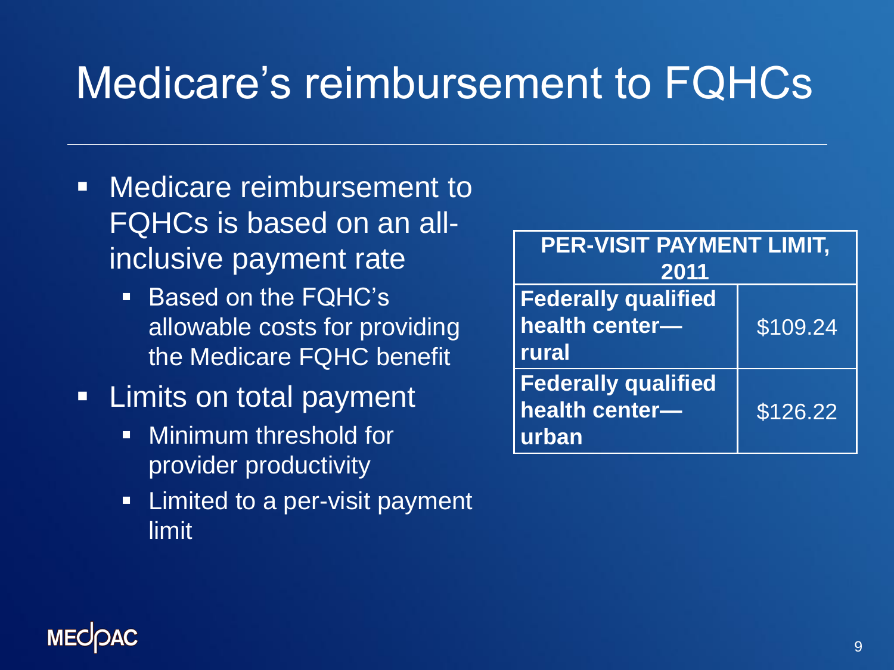# Medicare's reimbursement to FQHCs

- Medicare reimbursement to FQHCs is based on an all-inclusive payment rate
  - Based on the FQHC's allowable costs for providing the Medicare FQHC benefit
- Limits on total payment
  - Minimum threshold for provider productivity
  - Limited to a per-visit payment limit

| PER-VISIT PAYMENT LIMIT, 2011 | |
|---|---|
| **Federally qualified health center—rural** | $109.24 |
| **Federally qualified health center—urban** | $126.22 |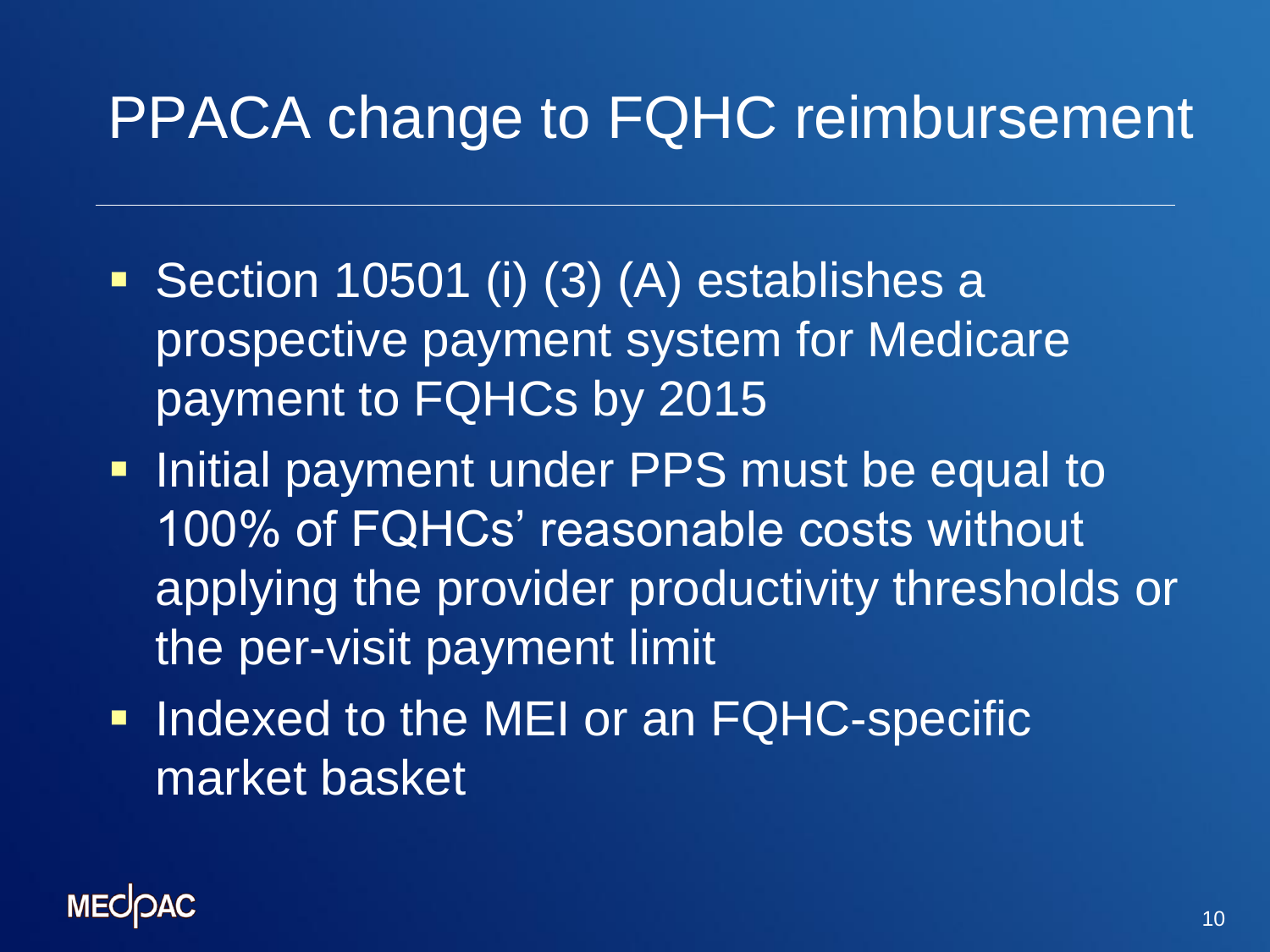# PPACA change to FQHC reimbursement

- Section 10501 (i) (3) (A) establishes a prospective payment system for Medicare payment to FQHCs by 2015
- Initial payment under PPS must be equal to 100% of FQHCs' reasonable costs without applying the provider productivity thresholds or the per-visit payment limit
- Indexed to the MEI or an FQHC-specific market basket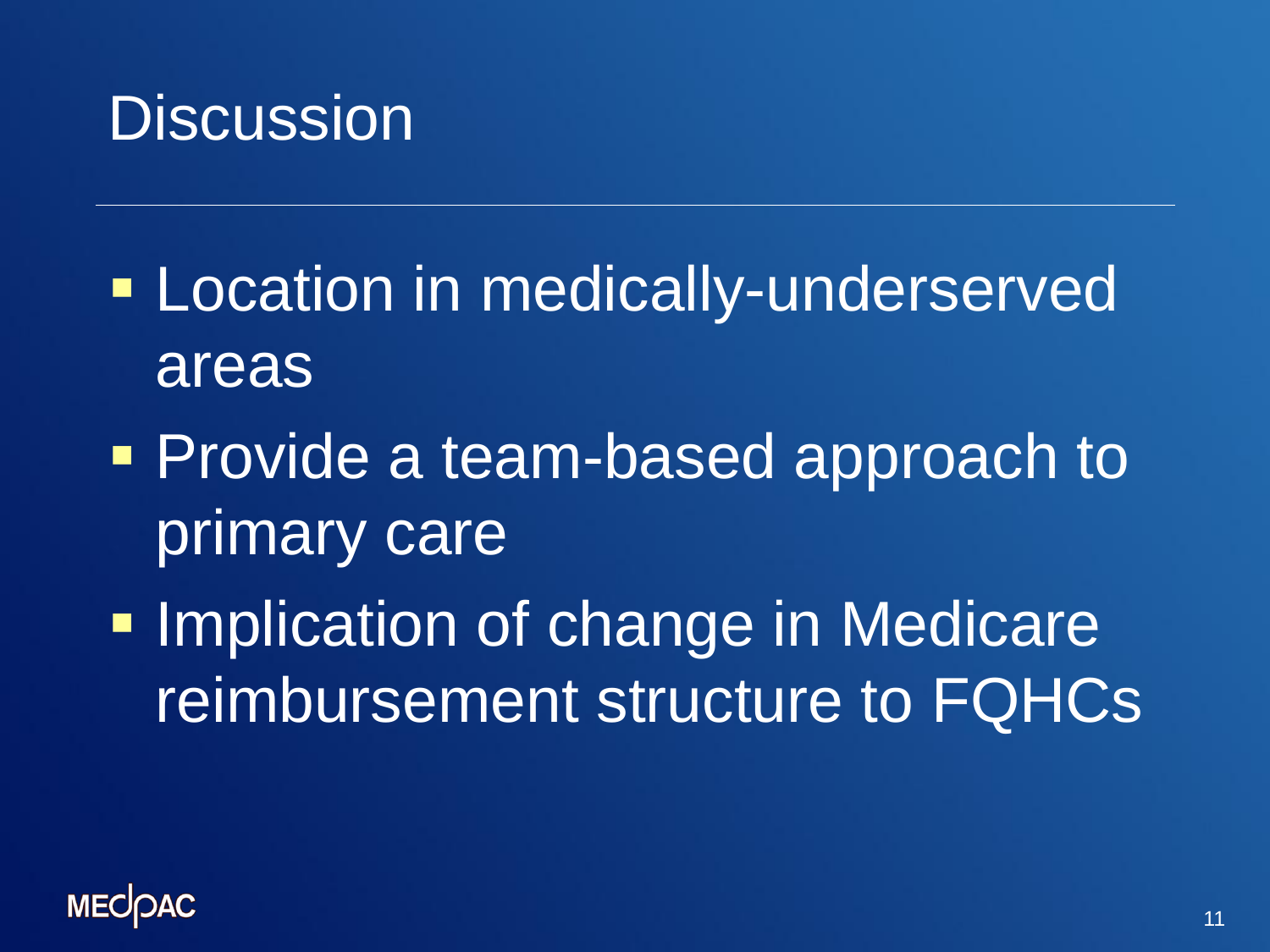# Discussion

- Location in medically-underserved areas
- Provide a team-based approach to primary care
- Implication of change in Medicare reimbursement structure to FQHCs